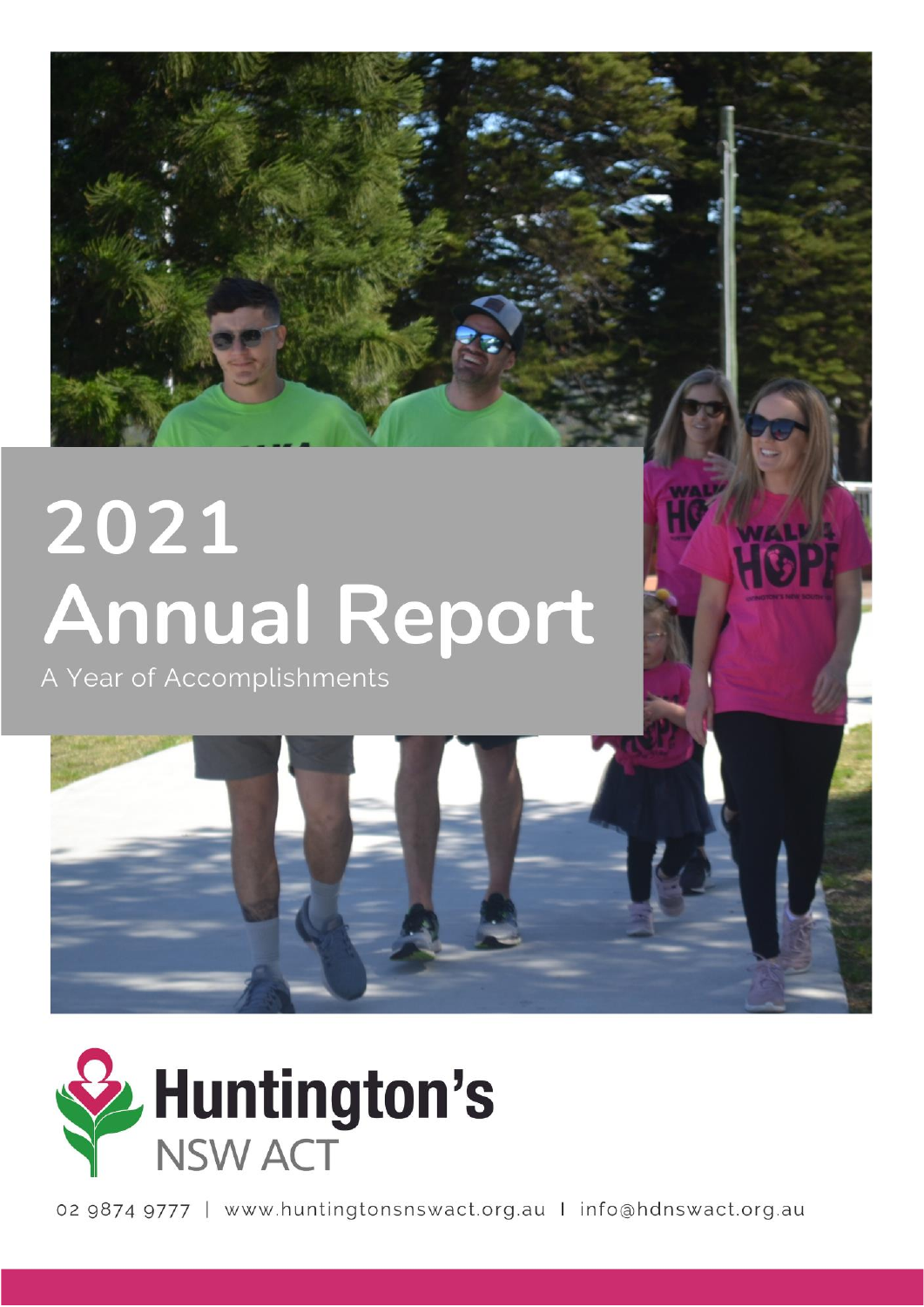# 2021 Annual Report

A Year of Accomplishments

Huntington's NSW ACT

02 9874 9777 | www.huntingtonsnswact.org.au | info@hdnswact.org.au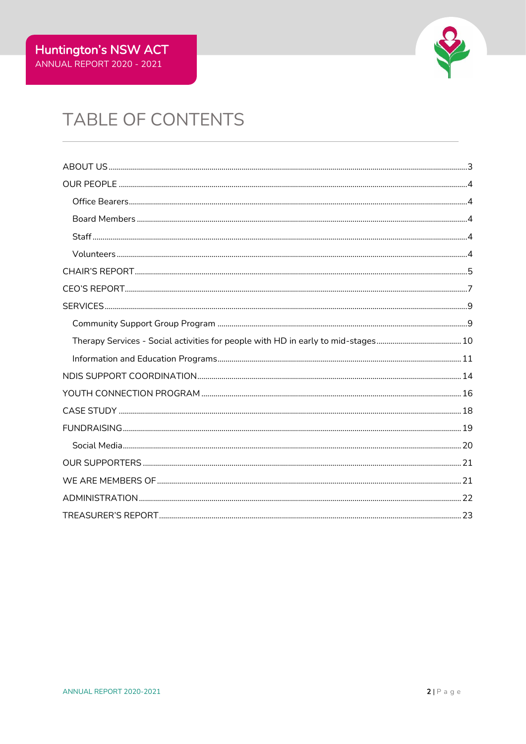# TABLE OF CONTENTS

- ABOUT US ........ 3
- OUR PEOPLE ........ 4
  - Office Bearers ........ 4
  - Board Members ........ 4
  - Staff ........ 4
  - Volunteers ........ 4
- CHAIR'S REPORT ........ 5
- CEO'S REPORT ........ 7
- SERVICES ........ 9
  - Community Support Group Program ........ 9
  - Therapy Services - Social activities for people with HD in early to mid-stages ........ 10
  - Information and Education Programs ........ 11
- NDIS SUPPORT COORDINATION ........ 14
- YOUTH CONNECTION PROGRAM ........ 16
- CASE STUDY ........ 18
- FUNDRAISING ........ 19
  - Social Media ........ 20
- OUR SUPPORTERS ........ 21
- WE ARE MEMBERS OF ........ 21
- ADMINISTRATION ........ 22
- TREASURER'S REPORT ........ 23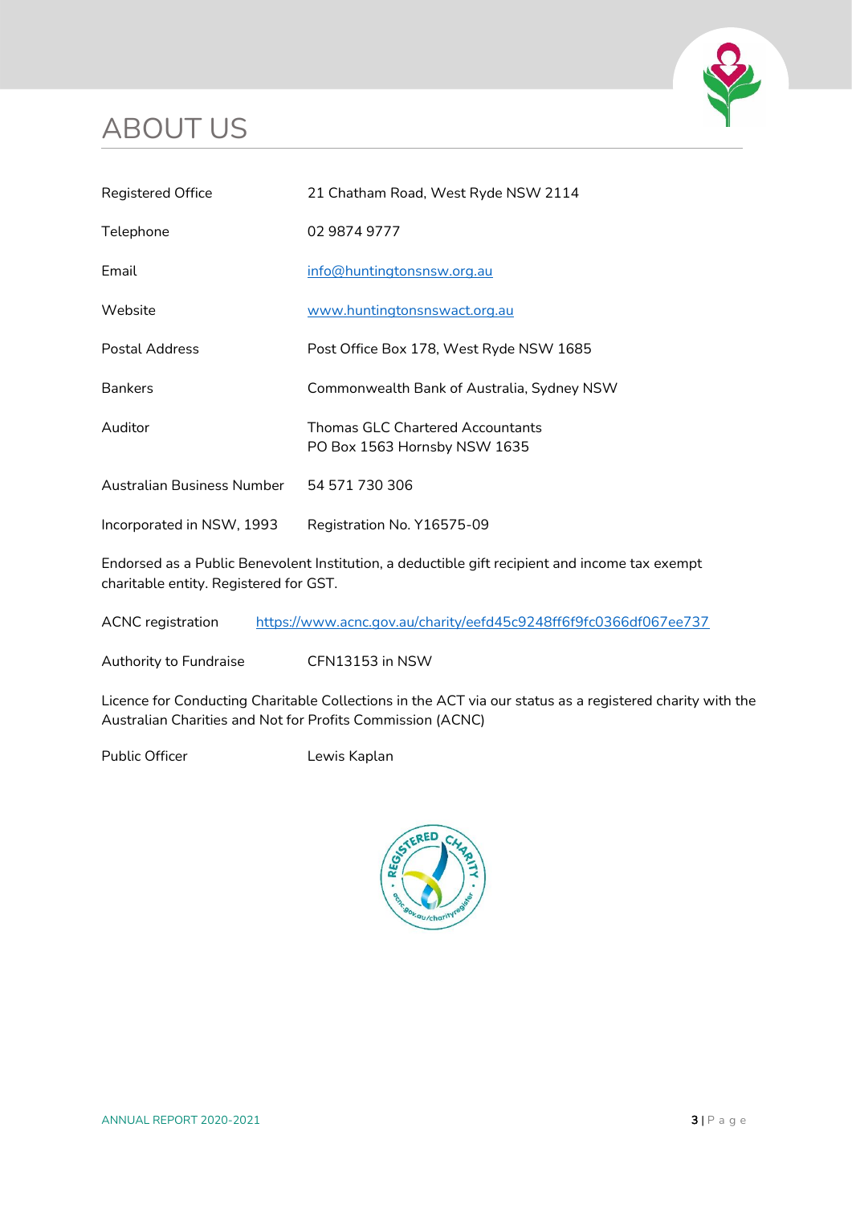# ABOUT US

| | |
|---|---|
| Registered Office | 21 Chatham Road, West Ryde NSW 2114 |
| Telephone | 02 9874 9777 |
| Email | info@huntingtonsnsw.org.au |
| Website | www.huntingtonsnswact.org.au |
| Postal Address | Post Office Box 178, West Ryde NSW 1685 |
| Bankers | Commonwealth Bank of Australia, Sydney NSW |
| Auditor | Thomas GLC Chartered Accountants<br>PO Box 1563 Hornsby NSW 1635 |
| Australian Business Number | 54 571 730 306 |
| Incorporated in NSW, 1993 | Registration No. Y16575-09 |

Endorsed as a Public Benevolent Institution, a deductible gift recipient and income tax exempt charitable entity. Registered for GST.

ACNC registration https://www.acnc.gov.au/charity/eefd45c9248ff6f9fc0366df067ee737

Authority to Fundraise CFN13153 in NSW

Licence for Conducting Charitable Collections in the ACT via our status as a registered charity with the Australian Charities and Not for Profits Commission (ACNC)

Public Officer Lewis Kaplan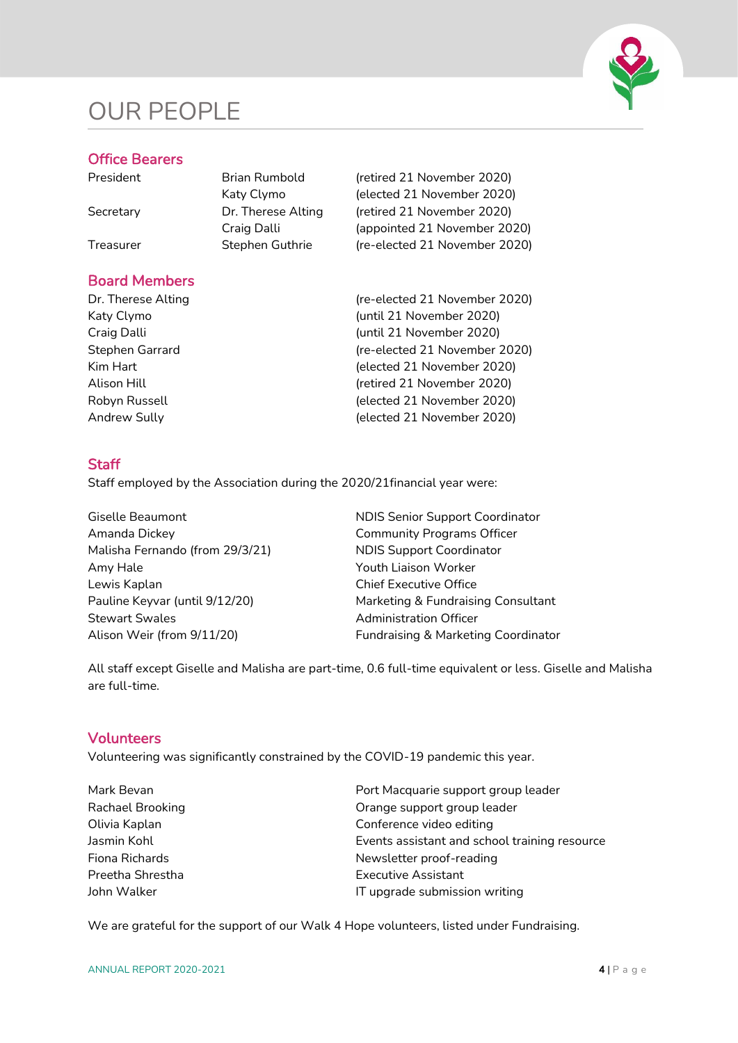# OUR PEOPLE

## Office Bearers

| | | |
|---|---|---|
| President | Brian Rumbold | (retired 21 November 2020) |
| | Katy Clymo | (elected 21 November 2020) |
| Secretary | Dr. Therese Alting | (retired 21 November 2020) |
| | Craig Dalli | (appointed 21 November 2020) |
| Treasurer | Stephen Guthrie | (re-elected 21 November 2020) |

## Board Members

| | |
|---|---|
| Dr. Therese Alting | (re-elected 21 November 2020) |
| Katy Clymo | (until 21 November 2020) |
| Craig Dalli | (until 21 November 2020) |
| Stephen Garrard | (re-elected 21 November 2020) |
| Kim Hart | (elected 21 November 2020) |
| Alison Hill | (retired 21 November 2020) |
| Robyn Russell | (elected 21 November 2020) |
| Andrew Sully | (elected 21 November 2020) |

## Staff

Staff employed by the Association during the 2020/21financial year were:

| | |
|---|---|
| Giselle Beaumont | NDIS Senior Support Coordinator |
| Amanda Dickey | Community Programs Officer |
| Malisha Fernando (from 29/3/21) | NDIS Support Coordinator |
| Amy Hale | Youth Liaison Worker |
| Lewis Kaplan | Chief Executive Office |
| Pauline Keyvar (until 9/12/20) | Marketing & Fundraising Consultant |
| Stewart Swales | Administration Officer |
| Alison Weir (from 9/11/20) | Fundraising & Marketing Coordinator |

All staff except Giselle and Malisha are part-time, 0.6 full-time equivalent or less. Giselle and Malisha are full-time.

## Volunteers

Volunteering was significantly constrained by the COVID-19 pandemic this year.

| | |
|---|---|
| Mark Bevan | Port Macquarie support group leader |
| Rachael Brooking | Orange support group leader |
| Olivia Kaplan | Conference video editing |
| Jasmin Kohl | Events assistant and school training resource |
| Fiona Richards | Newsletter proof-reading |
| Preetha Shrestha | Executive Assistant |
| John Walker | IT upgrade submission writing |

We are grateful for the support of our Walk 4 Hope volunteers, listed under Fundraising.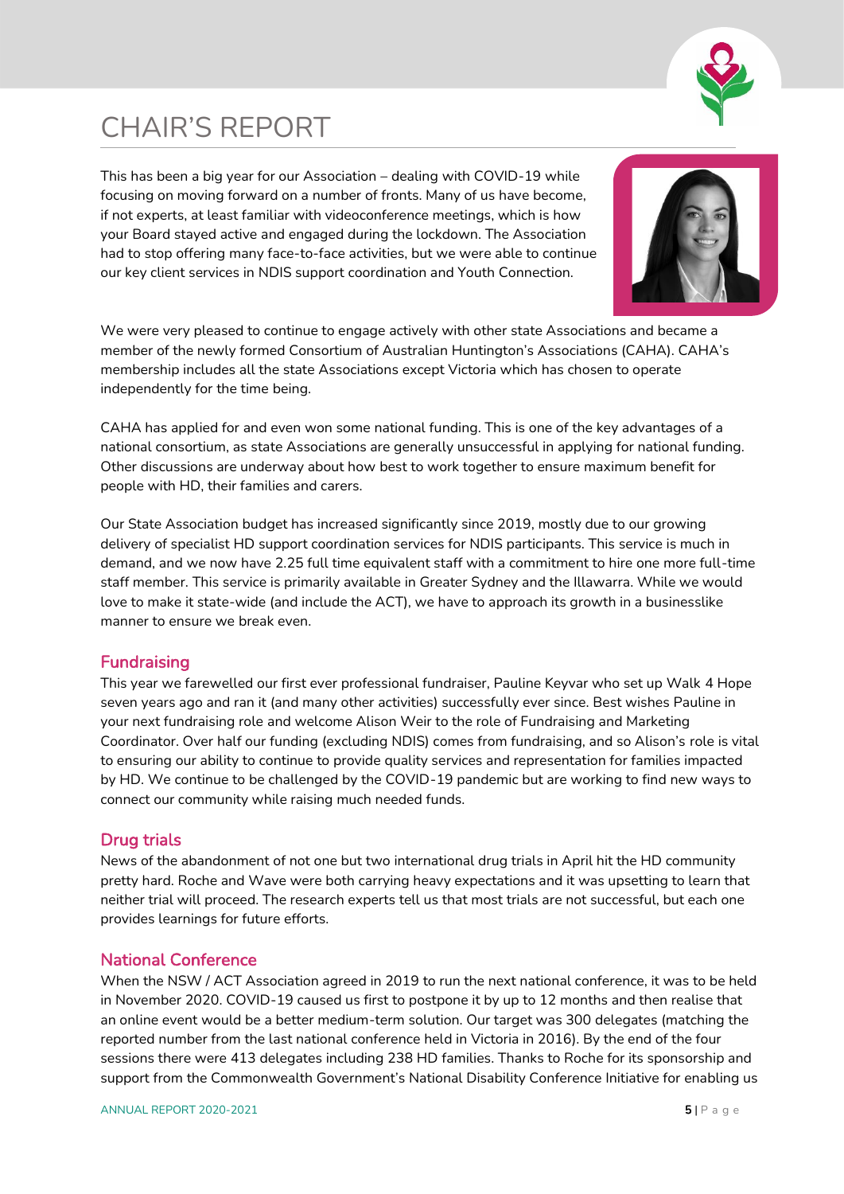# CHAIR'S REPORT

This has been a big year for our Association – dealing with COVID-19 while focusing on moving forward on a number of fronts. Many of us have become, if not experts, at least familiar with videoconference meetings, which is how your Board stayed active and engaged during the lockdown. The Association had to stop offering many face-to-face activities, but we were able to continue our key client services in NDIS support coordination and Youth Connection.

We were very pleased to continue to engage actively with other state Associations and became a member of the newly formed Consortium of Australian Huntington's Associations (CAHA). CAHA's membership includes all the state Associations except Victoria which has chosen to operate independently for the time being.

CAHA has applied for and even won some national funding. This is one of the key advantages of a national consortium, as state Associations are generally unsuccessful in applying for national funding. Other discussions are underway about how best to work together to ensure maximum benefit for people with HD, their families and carers.

Our State Association budget has increased significantly since 2019, mostly due to our growing delivery of specialist HD support coordination services for NDIS participants. This service is much in demand, and we now have 2.25 full time equivalent staff with a commitment to hire one more full-time staff member. This service is primarily available in Greater Sydney and the Illawarra. While we would love to make it state-wide (and include the ACT), we have to approach its growth in a businesslike manner to ensure we break even.

## Fundraising

This year we farewelled our first ever professional fundraiser, Pauline Keyvar who set up Walk 4 Hope seven years ago and ran it (and many other activities) successfully ever since. Best wishes Pauline in your next fundraising role and welcome Alison Weir to the role of Fundraising and Marketing Coordinator. Over half our funding (excluding NDIS) comes from fundraising, and so Alison's role is vital to ensuring our ability to continue to provide quality services and representation for families impacted by HD. We continue to be challenged by the COVID-19 pandemic but are working to find new ways to connect our community while raising much needed funds.

## Drug trials

News of the abandonment of not one but two international drug trials in April hit the HD community pretty hard. Roche and Wave were both carrying heavy expectations and it was upsetting to learn that neither trial will proceed. The research experts tell us that most trials are not successful, but each one provides learnings for future efforts.

## National Conference

When the NSW / ACT Association agreed in 2019 to run the next national conference, it was to be held in November 2020. COVID-19 caused us first to postpone it by up to 12 months and then realise that an online event would be a better medium-term solution. Our target was 300 delegates (matching the reported number from the last national conference held in Victoria in 2016). By the end of the four sessions there were 413 delegates including 238 HD families. Thanks to Roche for its sponsorship and support from the Commonwealth Government's National Disability Conference Initiative for enabling us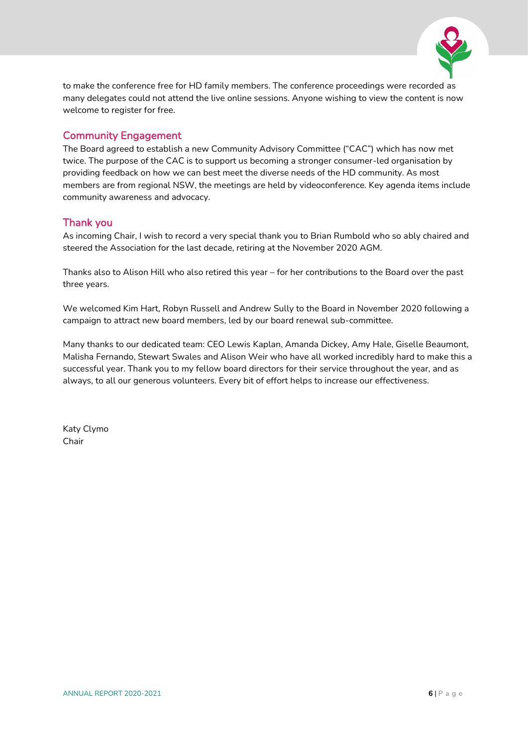to make the conference free for HD family members. The conference proceedings were recorded as many delegates could not attend the live online sessions. Anyone wishing to view the content is now welcome to register for free.

## Community Engagement

The Board agreed to establish a new Community Advisory Committee ("CAC") which has now met twice. The purpose of the CAC is to support us becoming a stronger consumer-led organisation by providing feedback on how we can best meet the diverse needs of the HD community. As most members are from regional NSW, the meetings are held by videoconference. Key agenda items include community awareness and advocacy.

## Thank you

As incoming Chair, I wish to record a very special thank you to Brian Rumbold who so ably chaired and steered the Association for the last decade, retiring at the November 2020 AGM.

Thanks also to Alison Hill who also retired this year – for her contributions to the Board over the past three years.

We welcomed Kim Hart, Robyn Russell and Andrew Sully to the Board in November 2020 following a campaign to attract new board members, led by our board renewal sub-committee.

Many thanks to our dedicated team: CEO Lewis Kaplan, Amanda Dickey, Amy Hale, Giselle Beaumont, Malisha Fernando, Stewart Swales and Alison Weir who have all worked incredibly hard to make this a successful year. Thank you to my fellow board directors for their service throughout the year, and as always, to all our generous volunteers. Every bit of effort helps to increase our effectiveness.

Katy Clymo
Chair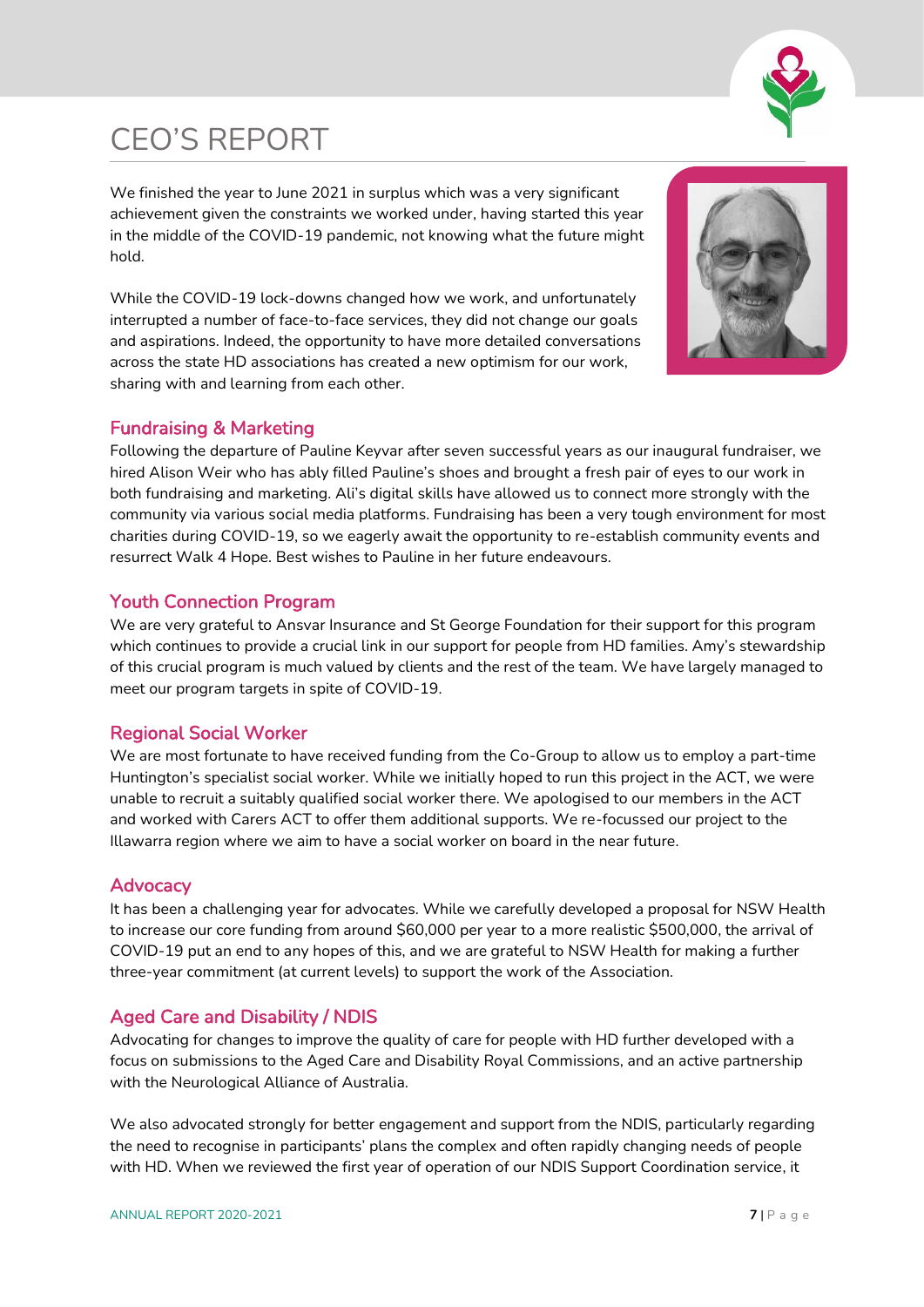# CEO'S REPORT

We finished the year to June 2021 in surplus which was a very significant achievement given the constraints we worked under, having started this year in the middle of the COVID-19 pandemic, not knowing what the future might hold.

While the COVID-19 lock-downs changed how we work, and unfortunately interrupted a number of face-to-face services, they did not change our goals and aspirations. Indeed, the opportunity to have more detailed conversations across the state HD associations has created a new optimism for our work, sharing with and learning from each other.

## Fundraising & Marketing

Following the departure of Pauline Keyvar after seven successful years as our inaugural fundraiser, we hired Alison Weir who has ably filled Pauline's shoes and brought a fresh pair of eyes to our work in both fundraising and marketing. Ali's digital skills have allowed us to connect more strongly with the community via various social media platforms. Fundraising has been a very tough environment for most charities during COVID-19, so we eagerly await the opportunity to re-establish community events and resurrect Walk 4 Hope. Best wishes to Pauline in her future endeavours.

## Youth Connection Program

We are very grateful to Ansvar Insurance and St George Foundation for their support for this program which continues to provide a crucial link in our support for people from HD families. Amy's stewardship of this crucial program is much valued by clients and the rest of the team. We have largely managed to meet our program targets in spite of COVID-19.

## Regional Social Worker

We are most fortunate to have received funding from the Co-Group to allow us to employ a part-time Huntington's specialist social worker. While we initially hoped to run this project in the ACT, we were unable to recruit a suitably qualified social worker there. We apologised to our members in the ACT and worked with Carers ACT to offer them additional supports. We re-focussed our project to the Illawarra region where we aim to have a social worker on board in the near future.

## Advocacy

It has been a challenging year for advocates. While we carefully developed a proposal for NSW Health to increase our core funding from around $60,000 per year to a more realistic $500,000, the arrival of COVID-19 put an end to any hopes of this, and we are grateful to NSW Health for making a further three-year commitment (at current levels) to support the work of the Association.

## Aged Care and Disability / NDIS

Advocating for changes to improve the quality of care for people with HD further developed with a focus on submissions to the Aged Care and Disability Royal Commissions, and an active partnership with the Neurological Alliance of Australia.

We also advocated strongly for better engagement and support from the NDIS, particularly regarding the need to recognise in participants' plans the complex and often rapidly changing needs of people with HD. When we reviewed the first year of operation of our NDIS Support Coordination service, it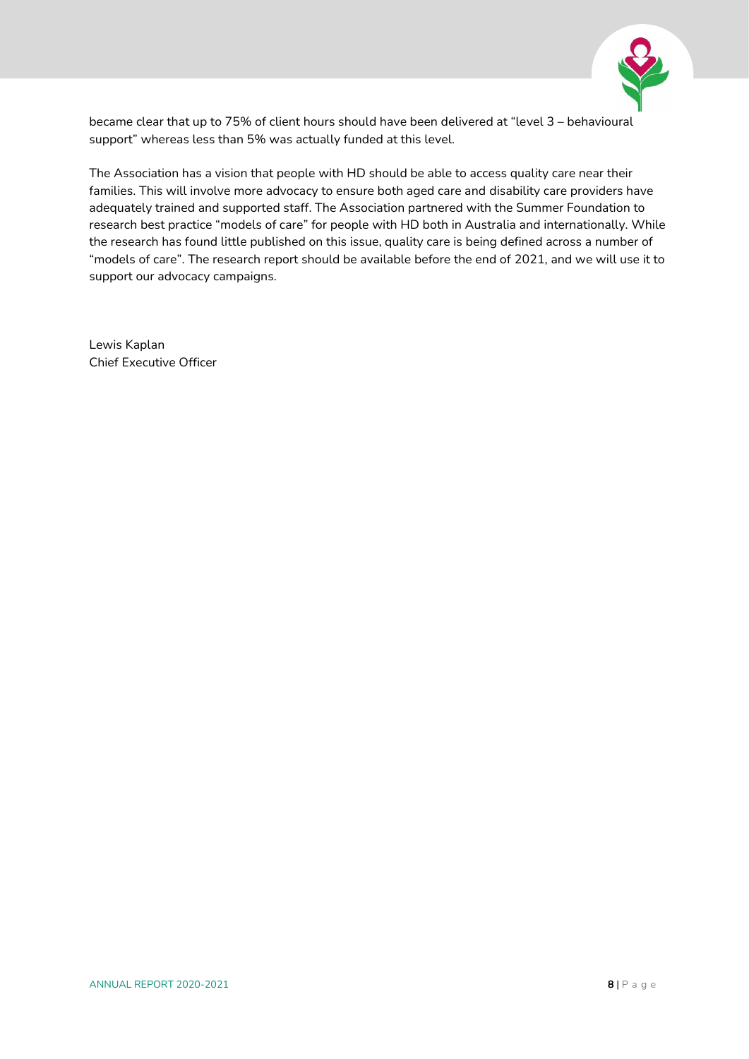became clear that up to 75% of client hours should have been delivered at "level 3 – behavioural support" whereas less than 5% was actually funded at this level.

The Association has a vision that people with HD should be able to access quality care near their families. This will involve more advocacy to ensure both aged care and disability care providers have adequately trained and supported staff. The Association partnered with the Summer Foundation to research best practice "models of care" for people with HD both in Australia and internationally. While the research has found little published on this issue, quality care is being defined across a number of "models of care". The research report should be available before the end of 2021, and we will use it to support our advocacy campaigns.

Lewis Kaplan
Chief Executive Officer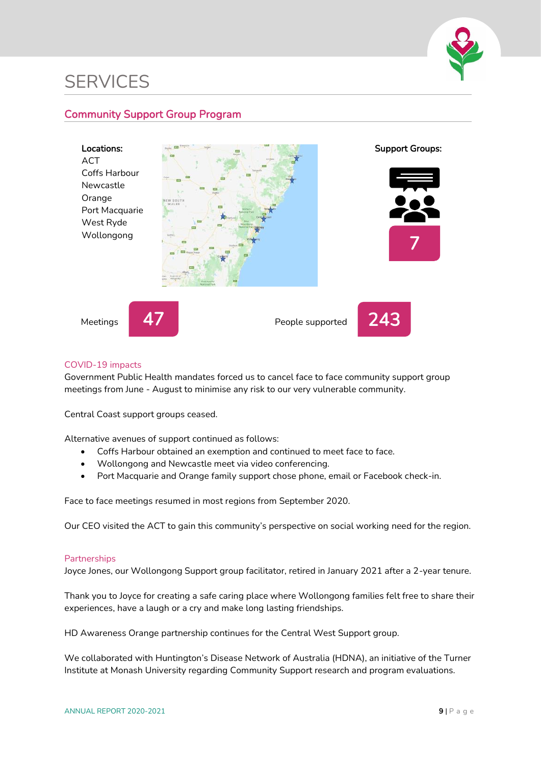# SERVICES

## Community Support Group Program

**Locations:**
ACT
Coffs Harbour
Newcastle
Orange
Port Macquarie
West Ryde
Wollongong

**Support Groups:** 7

Meetings **47**

People supported **243**

### COVID-19 impacts

Government Public Health mandates forced us to cancel face to face community support group meetings from June - August to minimise any risk to our very vulnerable community.

Central Coast support groups ceased.

Alternative avenues of support continued as follows:

- Coffs Harbour obtained an exemption and continued to meet face to face.
- Wollongong and Newcastle meet via video conferencing.
- Port Macquarie and Orange family support chose phone, email or Facebook check-in.

Face to face meetings resumed in most regions from September 2020.

Our CEO visited the ACT to gain this community's perspective on social working need for the region.

### Partnerships

Joyce Jones, our Wollongong Support group facilitator, retired in January 2021 after a 2-year tenure.

Thank you to Joyce for creating a safe caring place where Wollongong families felt free to share their experiences, have a laugh or a cry and make long lasting friendships.

HD Awareness Orange partnership continues for the Central West Support group.

We collaborated with Huntington's Disease Network of Australia (HDNA), an initiative of the Turner Institute at Monash University regarding Community Support research and program evaluations.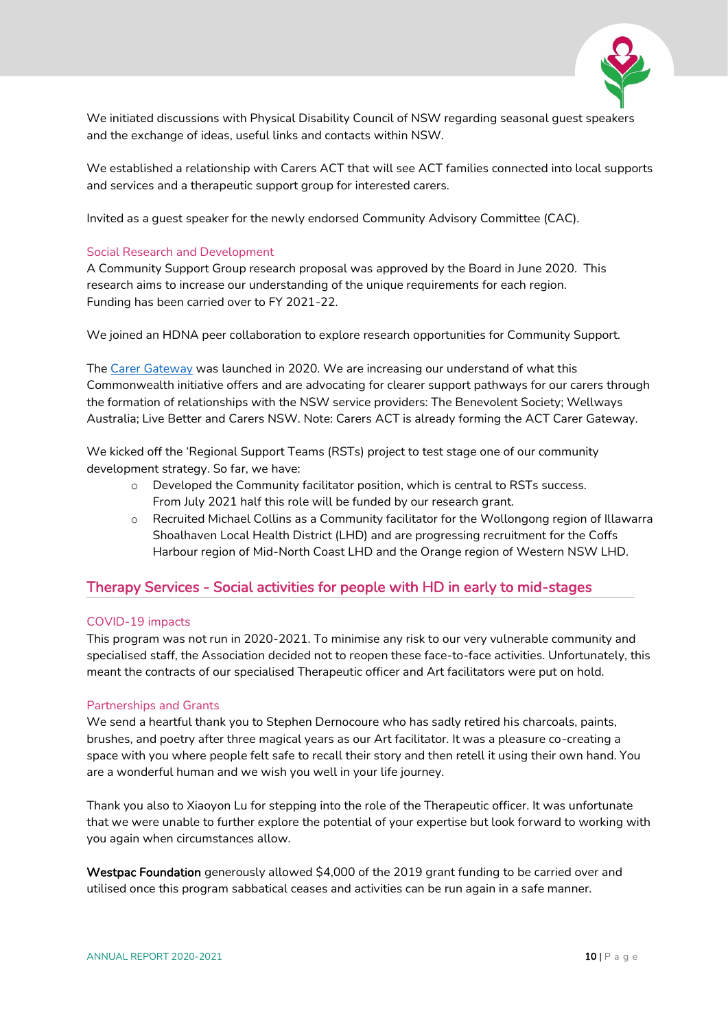We initiated discussions with Physical Disability Council of NSW regarding seasonal guest speakers and the exchange of ideas, useful links and contacts within NSW.

We established a relationship with Carers ACT that will see ACT families connected into local supports and services and a therapeutic support group for interested carers.

Invited as a guest speaker for the newly endorsed Community Advisory Committee (CAC).

### Social Research and Development

A Community Support Group research proposal was approved by the Board in June 2020. This research aims to increase our understanding of the unique requirements for each region. Funding has been carried over to FY 2021-22.

We joined an HDNA peer collaboration to explore research opportunities for Community Support.

The [Carer Gateway](Carer Gateway) was launched in 2020. We are increasing our understand of what this Commonwealth initiative offers and are advocating for clearer support pathways for our carers through the formation of relationships with the NSW service providers: The Benevolent Society; Wellways Australia; Live Better and Carers NSW. Note: Carers ACT is already forming the ACT Carer Gateway.

We kicked off the 'Regional Support Teams (RSTs) project to test stage one of our community development strategy. So far, we have:

- Developed the Community facilitator position, which is central to RSTs success. From July 2021 half this role will be funded by our research grant.
- Recruited Michael Collins as a Community facilitator for the Wollongong region of Illawarra Shoalhaven Local Health District (LHD) and are progressing recruitment for the Coffs Harbour region of Mid-North Coast LHD and the Orange region of Western NSW LHD.

## Therapy Services - Social activities for people with HD in early to mid-stages

### COVID-19 impacts

This program was not run in 2020-2021. To minimise any risk to our very vulnerable community and specialised staff, the Association decided not to reopen these face-to-face activities. Unfortunately, this meant the contracts of our specialised Therapeutic officer and Art facilitators were put on hold.

### Partnerships and Grants

We send a heartful thank you to Stephen Dernocoure who has sadly retired his charcoals, paints, brushes, and poetry after three magical years as our Art facilitator. It was a pleasure co-creating a space with you where people felt safe to recall their story and then retell it using their own hand. You are a wonderful human and we wish you well in your life journey.

Thank you also to Xiaoyon Lu for stepping into the role of the Therapeutic officer. It was unfortunate that we were unable to further explore the potential of your expertise but look forward to working with you again when circumstances allow.

**Westpac Foundation** generously allowed $4,000 of the 2019 grant funding to be carried over and utilised once this program sabbatical ceases and activities can be run again in a safe manner.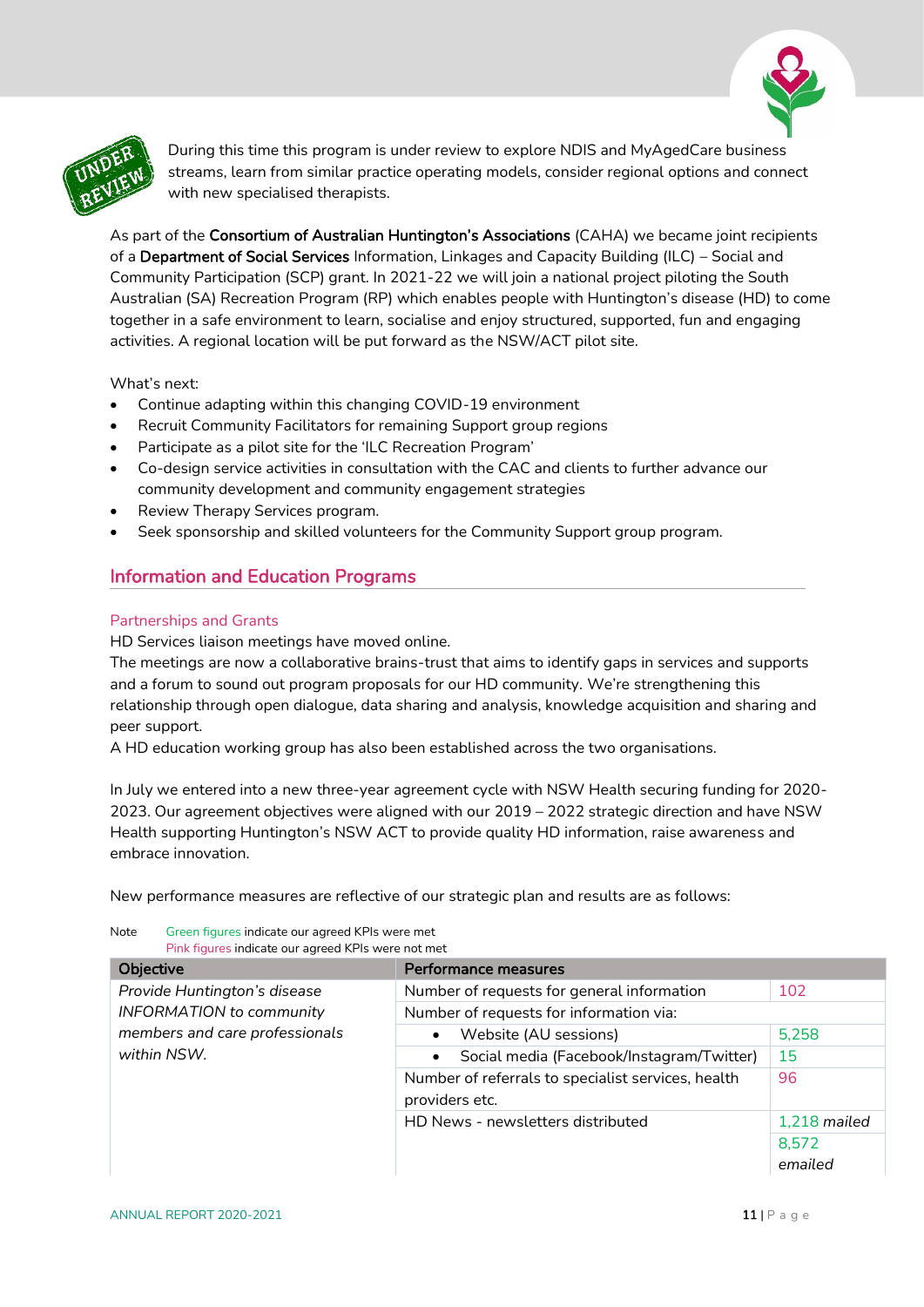During this time this program is under review to explore NDIS and MyAgedCare business streams, learn from similar practice operating models, consider regional options and connect with new specialised therapists.

As part of the **Consortium of Australian Huntington's Associations** (CAHA) we became joint recipients of a **Department of Social Services** Information, Linkages and Capacity Building (ILC) – Social and Community Participation (SCP) grant. In 2021-22 we will join a national project piloting the South Australian (SA) Recreation Program (RP) which enables people with Huntington's disease (HD) to come together in a safe environment to learn, socialise and enjoy structured, supported, fun and engaging activities. A regional location will be put forward as the NSW/ACT pilot site.

What's next:

- Continue adapting within this changing COVID-19 environment
- Recruit Community Facilitators for remaining Support group regions
- Participate as a pilot site for the 'ILC Recreation Program'
- Co-design service activities in consultation with the CAC and clients to further advance our community development and community engagement strategies
- Review Therapy Services program.
- Seek sponsorship and skilled volunteers for the Community Support group program.

## Information and Education Programs

### Partnerships and Grants

HD Services liaison meetings have moved online.

The meetings are now a collaborative brains-trust that aims to identify gaps in services and supports and a forum to sound out program proposals for our HD community. We're strengthening this relationship through open dialogue, data sharing and analysis, knowledge acquisition and sharing and peer support.

A HD education working group has also been established across the two organisations.

In July we entered into a new three-year agreement cycle with NSW Health securing funding for 2020-2023. Our agreement objectives were aligned with our 2019 – 2022 strategic direction and have NSW Health supporting Huntington's NSW ACT to provide quality HD information, raise awareness and embrace innovation.

New performance measures are reflective of our strategic plan and results are as follows:

Note Green figures indicate our agreed KPIs were met
Pink figures indicate our agreed KPIs were not met

| Objective | Performance measures | |
|---|---|---|
| *Provide Huntington's disease INFORMATION to community members and care professionals within NSW.* | Number of requests for general information | 102 |
| | Number of requests for information via: | |
| | • Website (AU sessions) | 5,258 |
| | • Social media (Facebook/Instagram/Twitter) | 15 |
| | Number of referrals to specialist services, health providers etc. | 96 |
| | HD News - newsletters distributed | 1,218 *mailed* |
| | | 8,572 *emailed* |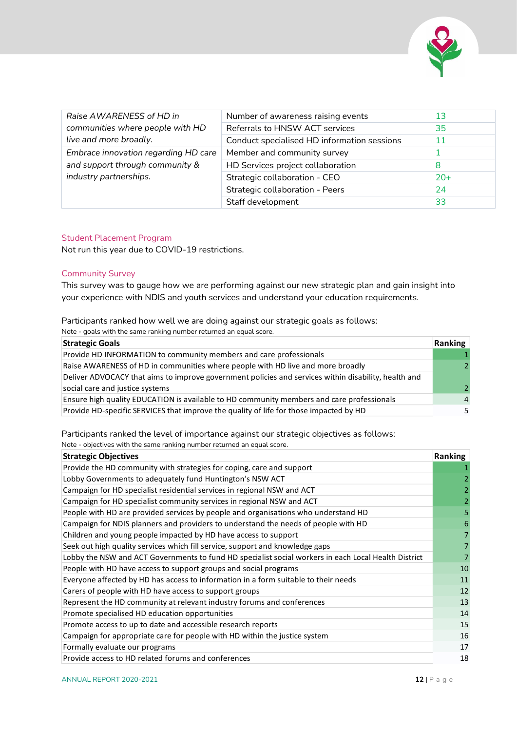| | | |
|---|---|---|
| *Raise AWARENESS of HD in communities where people with HD live and more broadly.* | Number of awareness raising events | 13 |
| | Referrals to HNSW ACT services | 35 |
| | Conduct specialised HD information sessions | 11 |
| *Embrace innovation regarding HD care and support through community & industry partnerships.* | Member and community survey | 1 |
| | HD Services project collaboration | 8 |
| | Strategic collaboration - CEO | 20+ |
| | Strategic collaboration - Peers | 24 |
| | Staff development | 33 |

## Student Placement Program

Not run this year due to COVID-19 restrictions.

## Community Survey

This survey was to gauge how we are performing against our new strategic plan and gain insight into your experience with NDIS and youth services and understand your education requirements.

Participants ranked how well we are doing against our strategic goals as follows:

Note - goals with the same ranking number returned an equal score.

| Strategic Goals | Ranking |
|---|---|
| Provide HD INFORMATION to community members and care professionals | 1 |
| Raise AWARENESS of HD in communities where people with HD live and more broadly | 2 |
| Deliver ADVOCACY that aims to improve government policies and services within disability, health and social care and justice systems | 2 |
| Ensure high quality EDUCATION is available to HD community members and care professionals | 4 |
| Provide HD-specific SERVICES that improve the quality of life for those impacted by HD | 5 |

Participants ranked the level of importance against our strategic objectives as follows:

Note - objectives with the same ranking number returned an equal score.

| Strategic Objectives | Ranking |
|---|---|
| Provide the HD community with strategies for coping, care and support | 1 |
| Lobby Governments to adequately fund Huntington's NSW ACT | 2 |
| Campaign for HD specialist residential services in regional NSW and ACT | 2 |
| Campaign for HD specialist community services in regional NSW and ACT | 2 |
| People with HD are provided services by people and organisations who understand HD | 5 |
| Campaign for NDIS planners and providers to understand the needs of people with HD | 6 |
| Children and young people impacted by HD have access to support | 7 |
| Seek out high quality services which fill service, support and knowledge gaps | 7 |
| Lobby the NSW and ACT Governments to fund HD specialist social workers in each Local Health District | 7 |
| People with HD have access to support groups and social programs | 10 |
| Everyone affected by HD has access to information in a form suitable to their needs | 11 |
| Carers of people with HD have access to support groups | 12 |
| Represent the HD community at relevant industry forums and conferences | 13 |
| Promote specialised HD education opportunities | 14 |
| Promote access to up to date and accessible research reports | 15 |
| Campaign for appropriate care for people with HD within the justice system | 16 |
| Formally evaluate our programs | 17 |
| Provide access to HD related forums and conferences | 18 |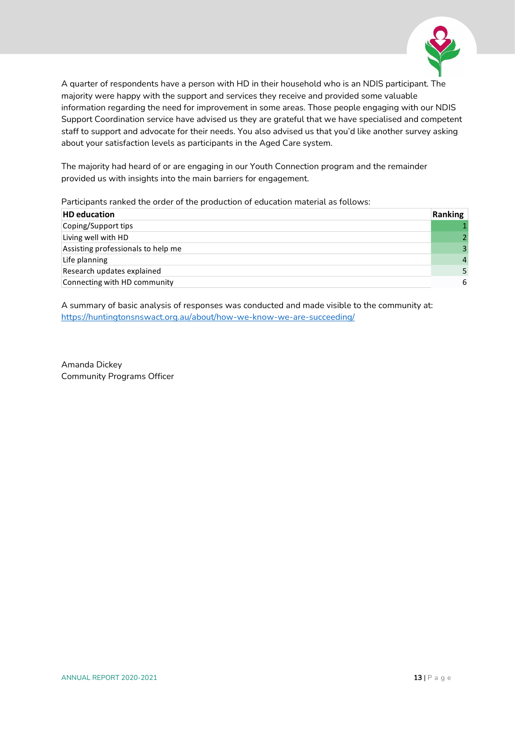A quarter of respondents have a person with HD in their household who is an NDIS participant. The majority were happy with the support and services they receive and provided some valuable information regarding the need for improvement in some areas. Those people engaging with our NDIS Support Coordination service have advised us they are grateful that we have specialised and competent staff to support and advocate for their needs. You also advised us that you'd like another survey asking about your satisfaction levels as participants in the Aged Care system.

The majority had heard of or are engaging in our Youth Connection program and the remainder provided us with insights into the main barriers for engagement.

Participants ranked the order of the production of education material as follows:

| HD education | Ranking |
|---|---|
| Coping/Support tips | 1 |
| Living well with HD | 2 |
| Assisting professionals to help me | 3 |
| Life planning | 4 |
| Research updates explained | 5 |
| Connecting with HD community | 6 |

A summary of basic analysis of responses was conducted and made visible to the community at: [https://huntingtonsnswact.org.au/about/how-we-know-we-are-succeeding/](https://huntingtonsnswact.org.au/about/how-we-know-we-are-succeeding/)

Amanda Dickey
Community Programs Officer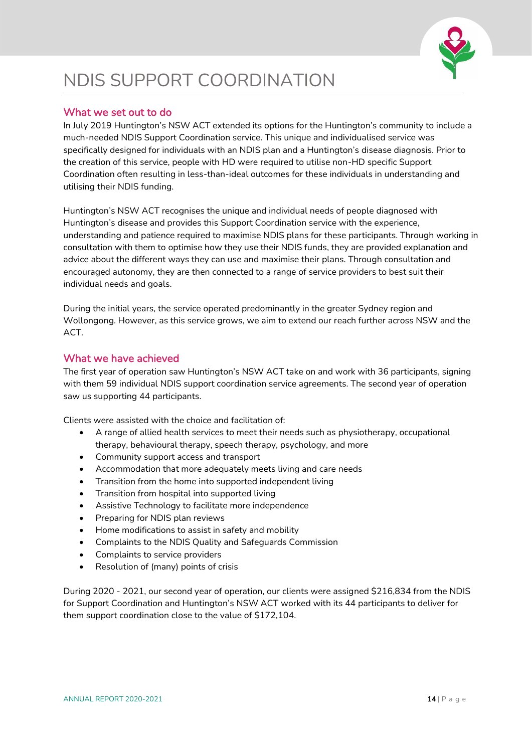# NDIS SUPPORT COORDINATION

## What we set out to do

In July 2019 Huntington's NSW ACT extended its options for the Huntington's community to include a much-needed NDIS Support Coordination service. This unique and individualised service was specifically designed for individuals with an NDIS plan and a Huntington's disease diagnosis. Prior to the creation of this service, people with HD were required to utilise non-HD specific Support Coordination often resulting in less-than-ideal outcomes for these individuals in understanding and utilising their NDIS funding.

Huntington's NSW ACT recognises the unique and individual needs of people diagnosed with Huntington's disease and provides this Support Coordination service with the experience, understanding and patience required to maximise NDIS plans for these participants. Through working in consultation with them to optimise how they use their NDIS funds, they are provided explanation and advice about the different ways they can use and maximise their plans. Through consultation and encouraged autonomy, they are then connected to a range of service providers to best suit their individual needs and goals.

During the initial years, the service operated predominantly in the greater Sydney region and Wollongong. However, as this service grows, we aim to extend our reach further across NSW and the ACT.

## What we have achieved

The first year of operation saw Huntington's NSW ACT take on and work with 36 participants, signing with them 59 individual NDIS support coordination service agreements. The second year of operation saw us supporting 44 participants.

Clients were assisted with the choice and facilitation of:

- A range of allied health services to meet their needs such as physiotherapy, occupational therapy, behavioural therapy, speech therapy, psychology, and more
- Community support access and transport
- Accommodation that more adequately meets living and care needs
- Transition from the home into supported independent living
- Transition from hospital into supported living
- Assistive Technology to facilitate more independence
- Preparing for NDIS plan reviews
- Home modifications to assist in safety and mobility
- Complaints to the NDIS Quality and Safeguards Commission
- Complaints to service providers
- Resolution of (many) points of crisis

During 2020 - 2021, our second year of operation, our clients were assigned $216,834 from the NDIS for Support Coordination and Huntington's NSW ACT worked with its 44 participants to deliver for them support coordination close to the value of $172,104.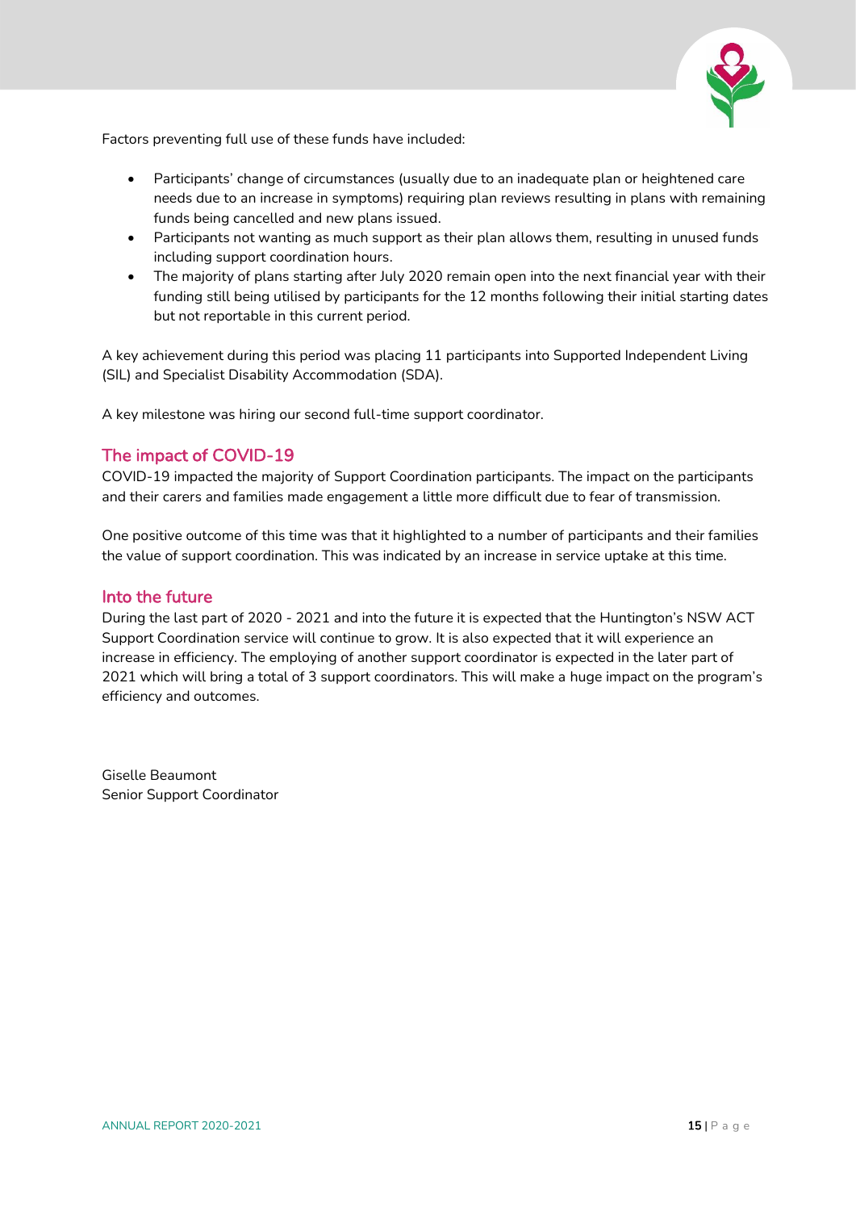Factors preventing full use of these funds have included:

- Participants' change of circumstances (usually due to an inadequate plan or heightened care needs due to an increase in symptoms) requiring plan reviews resulting in plans with remaining funds being cancelled and new plans issued.
- Participants not wanting as much support as their plan allows them, resulting in unused funds including support coordination hours.
- The majority of plans starting after July 2020 remain open into the next financial year with their funding still being utilised by participants for the 12 months following their initial starting dates but not reportable in this current period.

A key achievement during this period was placing 11 participants into Supported Independent Living (SIL) and Specialist Disability Accommodation (SDA).

A key milestone was hiring our second full-time support coordinator.

## The impact of COVID-19

COVID-19 impacted the majority of Support Coordination participants. The impact on the participants and their carers and families made engagement a little more difficult due to fear of transmission.

One positive outcome of this time was that it highlighted to a number of participants and their families the value of support coordination. This was indicated by an increase in service uptake at this time.

## Into the future

During the last part of 2020 - 2021 and into the future it is expected that the Huntington's NSW ACT Support Coordination service will continue to grow. It is also expected that it will experience an increase in efficiency. The employing of another support coordinator is expected in the later part of 2021 which will bring a total of 3 support coordinators. This will make a huge impact on the program's efficiency and outcomes.

Giselle Beaumont
Senior Support Coordinator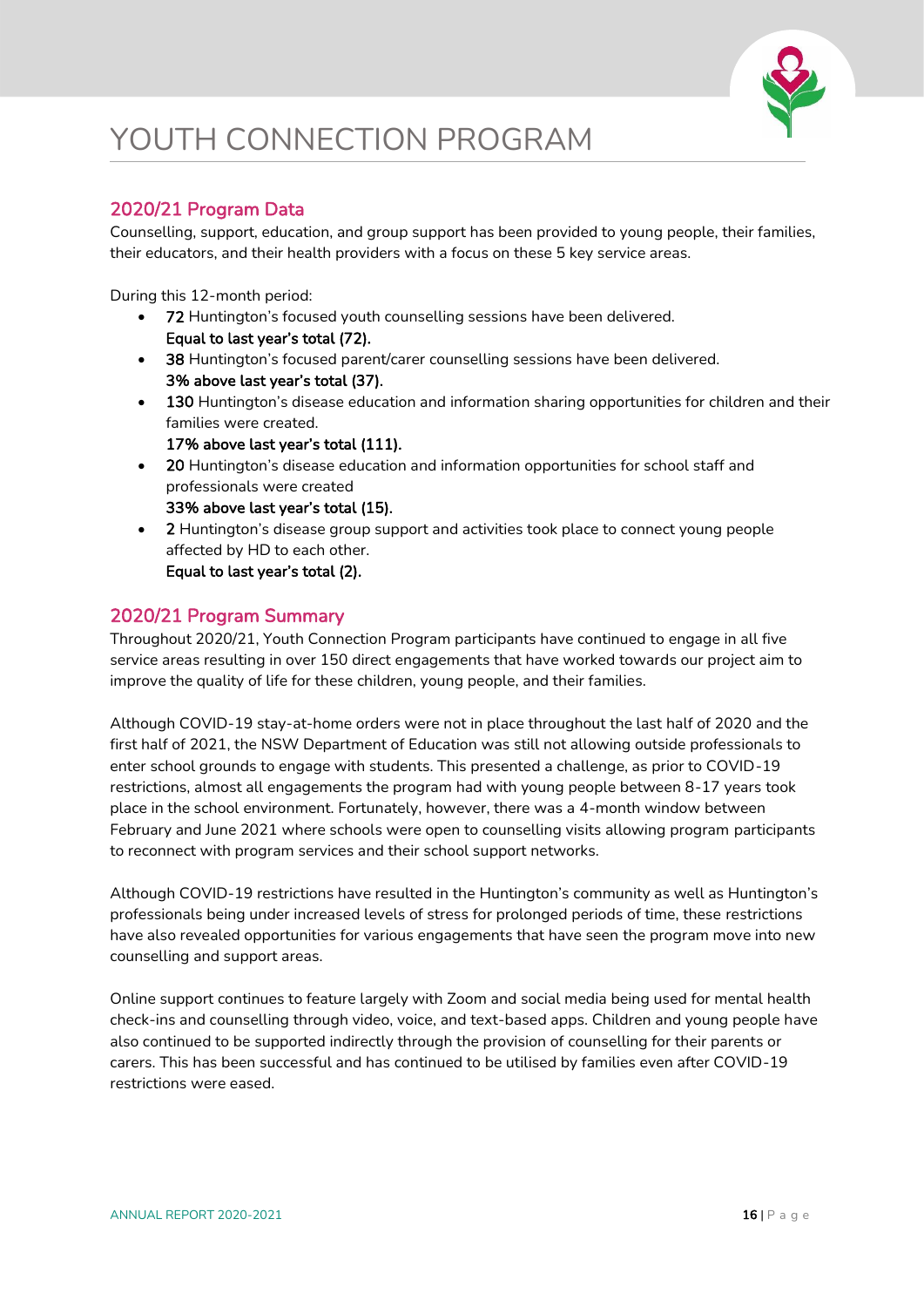# YOUTH CONNECTION PROGRAM

## 2020/21 Program Data

Counselling, support, education, and group support has been provided to young people, their families, their educators, and their health providers with a focus on these 5 key service areas.

During this 12-month period:

- **72** Huntington's focused youth counselling sessions have been delivered.
  **Equal to last year's total (72).**
- **38** Huntington's focused parent/carer counselling sessions have been delivered.
  **3% above last year's total (37).**
- **130** Huntington's disease education and information sharing opportunities for children and their families were created.
  **17% above last year's total (111).**
- **20** Huntington's disease education and information opportunities for school staff and professionals were created
  **33% above last year's total (15).**
- **2** Huntington's disease group support and activities took place to connect young people affected by HD to each other.
  **Equal to last year's total (2).**

## 2020/21 Program Summary

Throughout 2020/21, Youth Connection Program participants have continued to engage in all five service areas resulting in over 150 direct engagements that have worked towards our project aim to improve the quality of life for these children, young people, and their families.

Although COVID-19 stay-at-home orders were not in place throughout the last half of 2020 and the first half of 2021, the NSW Department of Education was still not allowing outside professionals to enter school grounds to engage with students. This presented a challenge, as prior to COVID-19 restrictions, almost all engagements the program had with young people between 8-17 years took place in the school environment. Fortunately, however, there was a 4-month window between February and June 2021 where schools were open to counselling visits allowing program participants to reconnect with program services and their school support networks.

Although COVID-19 restrictions have resulted in the Huntington's community as well as Huntington's professionals being under increased levels of stress for prolonged periods of time, these restrictions have also revealed opportunities for various engagements that have seen the program move into new counselling and support areas.

Online support continues to feature largely with Zoom and social media being used for mental health check-ins and counselling through video, voice, and text-based apps. Children and young people have also continued to be supported indirectly through the provision of counselling for their parents or carers. This has been successful and has continued to be utilised by families even after COVID-19 restrictions were eased.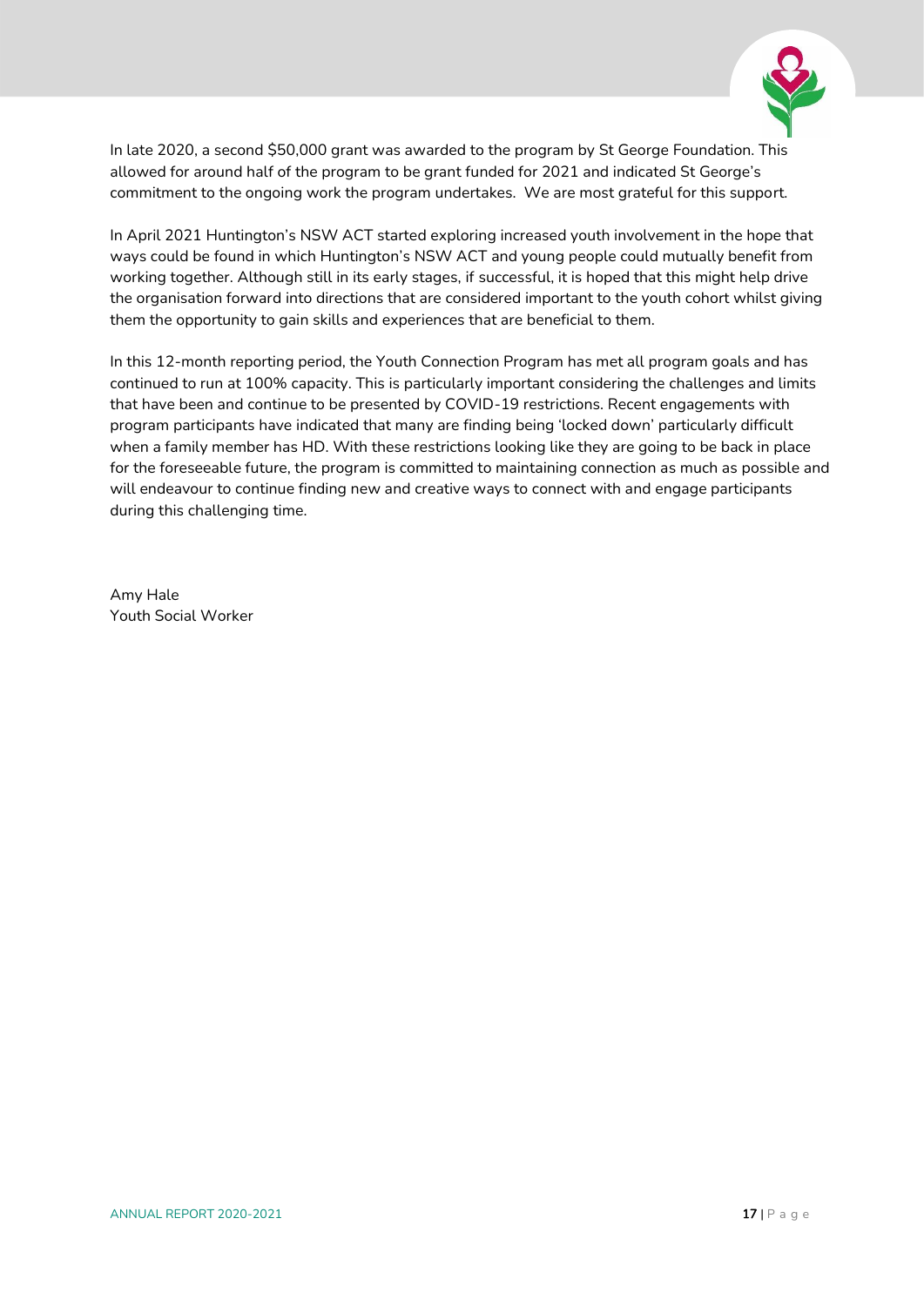In late 2020, a second $50,000 grant was awarded to the program by St George Foundation. This allowed for around half of the program to be grant funded for 2021 and indicated St George's commitment to the ongoing work the program undertakes. We are most grateful for this support.

In April 2021 Huntington's NSW ACT started exploring increased youth involvement in the hope that ways could be found in which Huntington's NSW ACT and young people could mutually benefit from working together. Although still in its early stages, if successful, it is hoped that this might help drive the organisation forward into directions that are considered important to the youth cohort whilst giving them the opportunity to gain skills and experiences that are beneficial to them.

In this 12-month reporting period, the Youth Connection Program has met all program goals and has continued to run at 100% capacity. This is particularly important considering the challenges and limits that have been and continue to be presented by COVID-19 restrictions. Recent engagements with program participants have indicated that many are finding being 'locked down' particularly difficult when a family member has HD. With these restrictions looking like they are going to be back in place for the foreseeable future, the program is committed to maintaining connection as much as possible and will endeavour to continue finding new and creative ways to connect with and engage participants during this challenging time.

Amy Hale
Youth Social Worker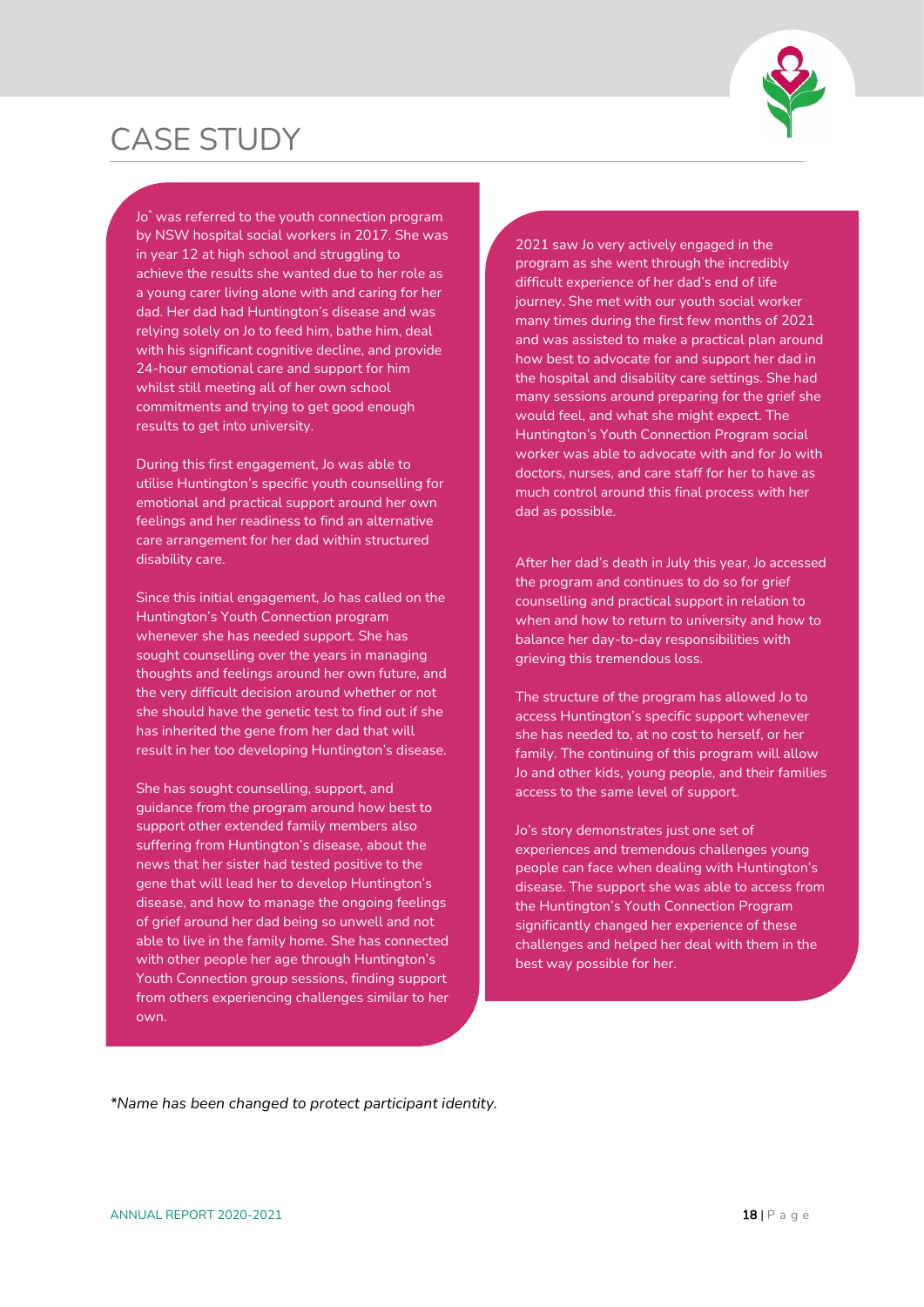# CASE STUDY

Jo* was referred to the youth connection program by NSW hospital social workers in 2017. She was in year 12 at high school and struggling to achieve the results she wanted due to her role as a young carer living alone with and caring for her dad. Her dad had Huntington's disease and was relying solely on Jo to feed him, bathe him, deal with his significant cognitive decline, and provide 24-hour emotional care and support for him whilst still meeting all of her own school commitments and trying to get good enough results to get into university.

During this first engagement, Jo was able to utilise Huntington's specific youth counselling for emotional and practical support around her own feelings and her readiness to find an alternative care arrangement for her dad within structured disability care.

Since this initial engagement, Jo has called on the Huntington's Youth Connection program whenever she has needed support. She has sought counselling over the years in managing thoughts and feelings around her own future, and the very difficult decision around whether or not she should have the genetic test to find out if she has inherited the gene from her dad that will result in her too developing Huntington's disease.

She has sought counselling, support, and guidance from the program around how best to support other extended family members also suffering from Huntington's disease, about the news that her sister had tested positive to the gene that will lead her to develop Huntington's disease, and how to manage the ongoing feelings of grief around her dad being so unwell and not able to live in the family home. She has connected with other people her age through Huntington's Youth Connection group sessions, finding support from others experiencing challenges similar to her own.

2021 saw Jo very actively engaged in the program as she went through the incredibly difficult experience of her dad's end of life journey. She met with our youth social worker many times during the first few months of 2021 and was assisted to make a practical plan around how best to advocate for and support her dad in the hospital and disability care settings. She had many sessions around preparing for the grief she would feel, and what she might expect. The Huntington's Youth Connection Program social worker was able to advocate with and for Jo with doctors, nurses, and care staff for her to have as much control around this final process with her dad as possible.

After her dad's death in July this year, Jo accessed the program and continues to do so for grief counselling and practical support in relation to when and how to return to university and how to balance her day-to-day responsibilities with grieving this tremendous loss.

The structure of the program has allowed Jo to access Huntington's specific support whenever she has needed to, at no cost to herself, or her family. The continuing of this program will allow Jo and other kids, young people, and their families access to the same level of support.

Jo's story demonstrates just one set of experiences and tremendous challenges young people can face when dealing with Huntington's disease. The support she was able to access from the Huntington's Youth Connection Program significantly changed her experience of these challenges and helped her deal with them in the best way possible for her.

*\*Name has been changed to protect participant identity.*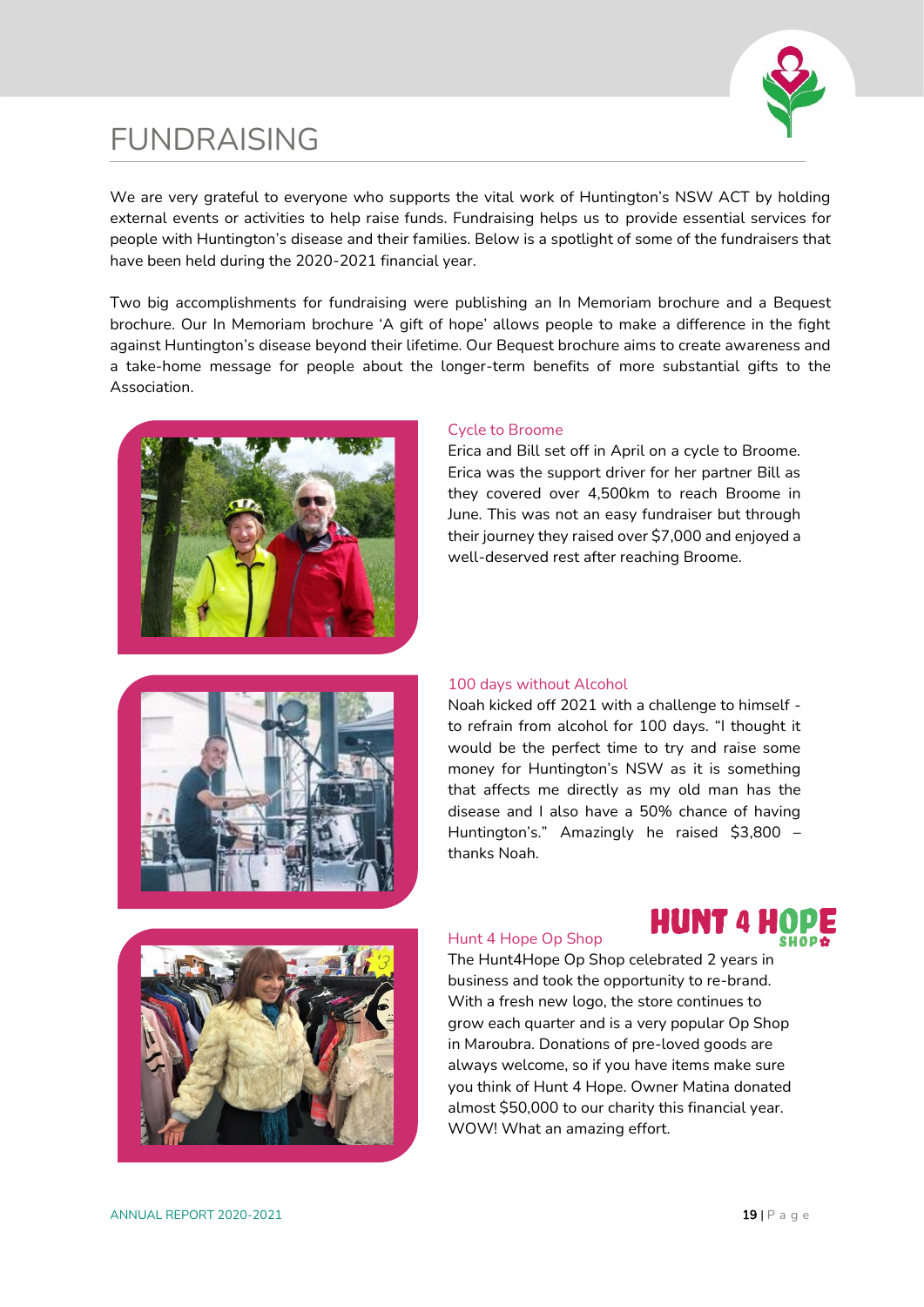# FUNDRAISING

We are very grateful to everyone who supports the vital work of Huntington's NSW ACT by holding external events or activities to help raise funds. Fundraising helps us to provide essential services for people with Huntington's disease and their families. Below is a spotlight of some of the fundraisers that have been held during the 2020-2021 financial year.

Two big accomplishments for fundraising were publishing an In Memoriam brochure and a Bequest brochure. Our In Memoriam brochure 'A gift of hope' allows people to make a difference in the fight against Huntington's disease beyond their lifetime. Our Bequest brochure aims to create awareness and a take-home message for people about the longer-term benefits of more substantial gifts to the Association.

### Cycle to Broome

Erica and Bill set off in April on a cycle to Broome. Erica was the support driver for her partner Bill as they covered over 4,500km to reach Broome in June. This was not an easy fundraiser but through their journey they raised over $7,000 and enjoyed a well-deserved rest after reaching Broome.

### 100 days without Alcohol

Noah kicked off 2021 with a challenge to himself - to refrain from alcohol for 100 days. "I thought it would be the perfect time to try and raise some money for Huntington's NSW as it is something that affects me directly as my old man has the disease and I also have a 50% chance of having Huntington's." Amazingly he raised $3,800 – thanks Noah.

### Hunt 4 Hope Op Shop

HUNT 4 HOPE SHOP

The Hunt4Hope Op Shop celebrated 2 years in business and took the opportunity to re-brand. With a fresh new logo, the store continues to grow each quarter and is a very popular Op Shop in Maroubra. Donations of pre-loved goods are always welcome, so if you have items make sure you think of Hunt 4 Hope. Owner Matina donated almost $50,000 to our charity this financial year. WOW! What an amazing effort.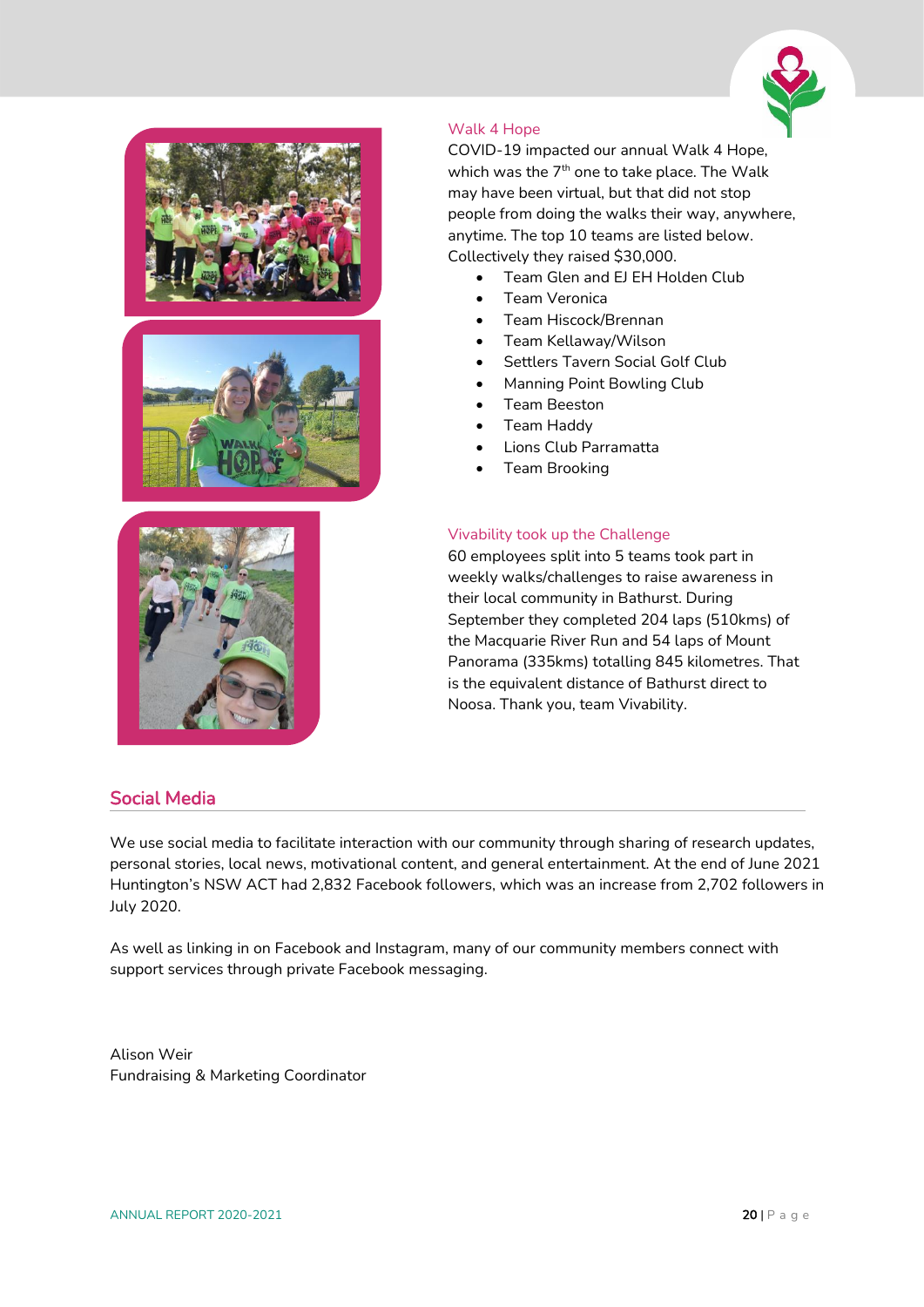### Walk 4 Hope

COVID-19 impacted our annual Walk 4 Hope, which was the 7th one to take place. The Walk may have been virtual, but that did not stop people from doing the walks their way, anywhere, anytime. The top 10 teams are listed below. Collectively they raised $30,000.

- Team Glen and EJ EH Holden Club
- Team Veronica
- Team Hiscock/Brennan
- Team Kellaway/Wilson
- Settlers Tavern Social Golf Club
- Manning Point Bowling Club
- Team Beeston
- Team Haddy
- Lions Club Parramatta
- Team Brooking

### Vivability took up the Challenge

60 employees split into 5 teams took part in weekly walks/challenges to raise awareness in their local community in Bathurst. During September they completed 204 laps (510kms) of the Macquarie River Run and 54 laps of Mount Panorama (335kms) totalling 845 kilometres. That is the equivalent distance of Bathurst direct to Noosa. Thank you, team Vivability.

## Social Media

We use social media to facilitate interaction with our community through sharing of research updates, personal stories, local news, motivational content, and general entertainment. At the end of June 2021 Huntington's NSW ACT had 2,832 Facebook followers, which was an increase from 2,702 followers in July 2020.

As well as linking in on Facebook and Instagram, many of our community members connect with support services through private Facebook messaging.

Alison Weir
Fundraising & Marketing Coordinator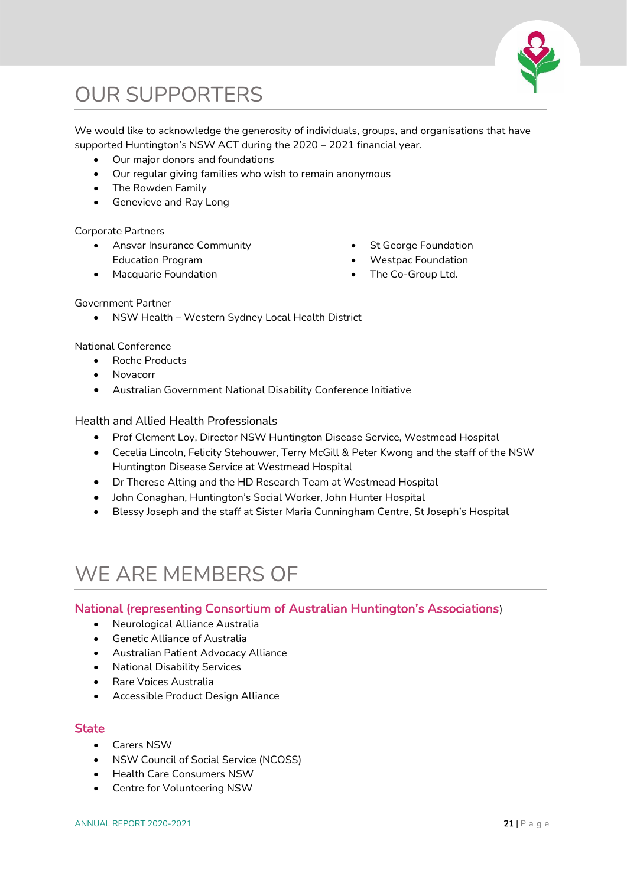# OUR SUPPORTERS

We would like to acknowledge the generosity of individuals, groups, and organisations that have supported Huntington's NSW ACT during the 2020 – 2021 financial year.

- Our major donors and foundations
- Our regular giving families who wish to remain anonymous
- The Rowden Family
- Genevieve and Ray Long

Corporate Partners

- Ansvar Insurance Community Education Program
- Macquarie Foundation
- St George Foundation
- Westpac Foundation
- The Co-Group Ltd.

Government Partner

- NSW Health – Western Sydney Local Health District

National Conference

- Roche Products
- Novacorr
- Australian Government National Disability Conference Initiative

Health and Allied Health Professionals

- Prof Clement Loy, Director NSW Huntington Disease Service, Westmead Hospital
- Cecelia Lincoln, Felicity Stehouwer, Terry McGill & Peter Kwong and the staff of the NSW Huntington Disease Service at Westmead Hospital
- Dr Therese Alting and the HD Research Team at Westmead Hospital
- John Conaghan, Huntington's Social Worker, John Hunter Hospital
- Blessy Joseph and the staff at Sister Maria Cunningham Centre, St Joseph's Hospital

# WE ARE MEMBERS OF

## National (representing Consortium of Australian Huntington's Associations)

- Neurological Alliance Australia
- Genetic Alliance of Australia
- Australian Patient Advocacy Alliance
- National Disability Services
- Rare Voices Australia
- Accessible Product Design Alliance

## State

- Carers NSW
- NSW Council of Social Service (NCOSS)
- Health Care Consumers NSW
- Centre for Volunteering NSW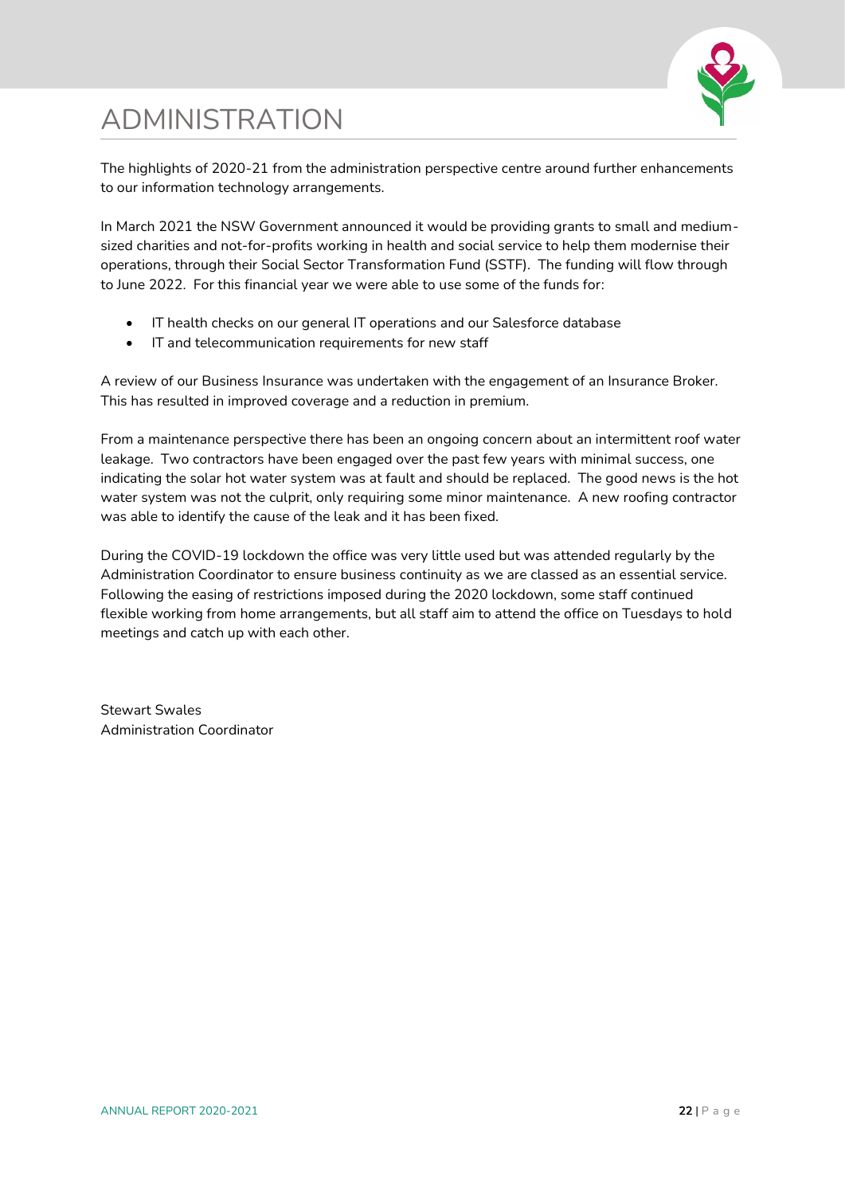# ADMINISTRATION

The highlights of 2020-21 from the administration perspective centre around further enhancements to our information technology arrangements.

In March 2021 the NSW Government announced it would be providing grants to small and medium-sized charities and not-for-profits working in health and social service to help them modernise their operations, through their Social Sector Transformation Fund (SSTF). The funding will flow through to June 2022. For this financial year we were able to use some of the funds for:

- IT health checks on our general IT operations and our Salesforce database
- IT and telecommunication requirements for new staff

A review of our Business Insurance was undertaken with the engagement of an Insurance Broker. This has resulted in improved coverage and a reduction in premium.

From a maintenance perspective there has been an ongoing concern about an intermittent roof water leakage. Two contractors have been engaged over the past few years with minimal success, one indicating the solar hot water system was at fault and should be replaced. The good news is the hot water system was not the culprit, only requiring some minor maintenance. A new roofing contractor was able to identify the cause of the leak and it has been fixed.

During the COVID-19 lockdown the office was very little used but was attended regularly by the Administration Coordinator to ensure business continuity as we are classed as an essential service. Following the easing of restrictions imposed during the 2020 lockdown, some staff continued flexible working from home arrangements, but all staff aim to attend the office on Tuesdays to hold meetings and catch up with each other.

Stewart Swales
Administration Coordinator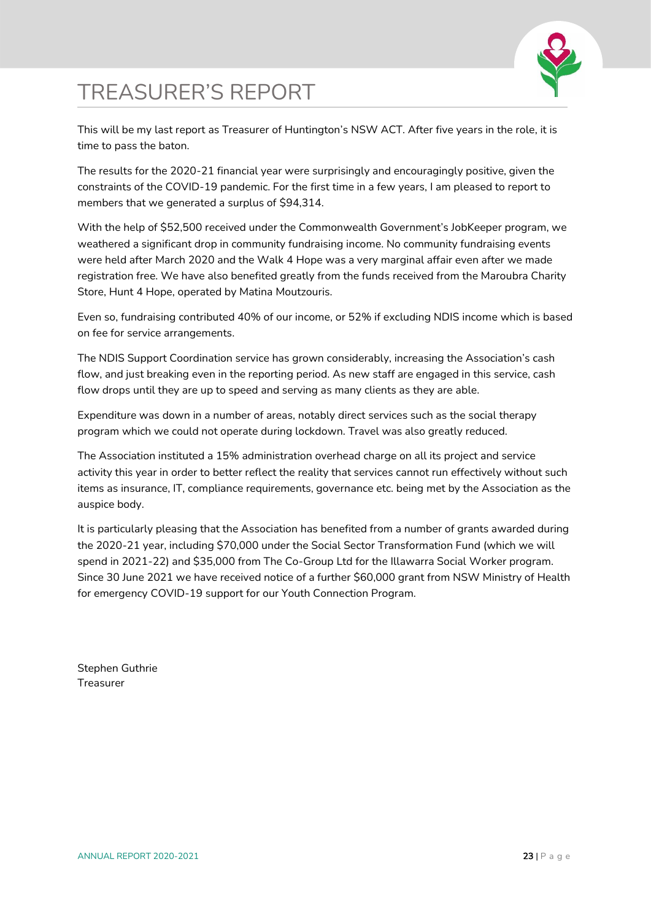# TREASURER'S REPORT

This will be my last report as Treasurer of Huntington's NSW ACT. After five years in the role, it is time to pass the baton.

The results for the 2020-21 financial year were surprisingly and encouragingly positive, given the constraints of the COVID-19 pandemic. For the first time in a few years, I am pleased to report to members that we generated a surplus of $94,314.

With the help of $52,500 received under the Commonwealth Government's JobKeeper program, we weathered a significant drop in community fundraising income. No community fundraising events were held after March 2020 and the Walk 4 Hope was a very marginal affair even after we made registration free. We have also benefited greatly from the funds received from the Maroubra Charity Store, Hunt 4 Hope, operated by Matina Moutzouris.

Even so, fundraising contributed 40% of our income, or 52% if excluding NDIS income which is based on fee for service arrangements.

The NDIS Support Coordination service has grown considerably, increasing the Association's cash flow, and just breaking even in the reporting period. As new staff are engaged in this service, cash flow drops until they are up to speed and serving as many clients as they are able.

Expenditure was down in a number of areas, notably direct services such as the social therapy program which we could not operate during lockdown. Travel was also greatly reduced.

The Association instituted a 15% administration overhead charge on all its project and service activity this year in order to better reflect the reality that services cannot run effectively without such items as insurance, IT, compliance requirements, governance etc. being met by the Association as the auspice body.

It is particularly pleasing that the Association has benefited from a number of grants awarded during the 2020-21 year, including $70,000 under the Social Sector Transformation Fund (which we will spend in 2021-22) and $35,000 from The Co-Group Ltd for the Illawarra Social Worker program. Since 30 June 2021 we have received notice of a further $60,000 grant from NSW Ministry of Health for emergency COVID-19 support for our Youth Connection Program.

Stephen Guthrie
Treasurer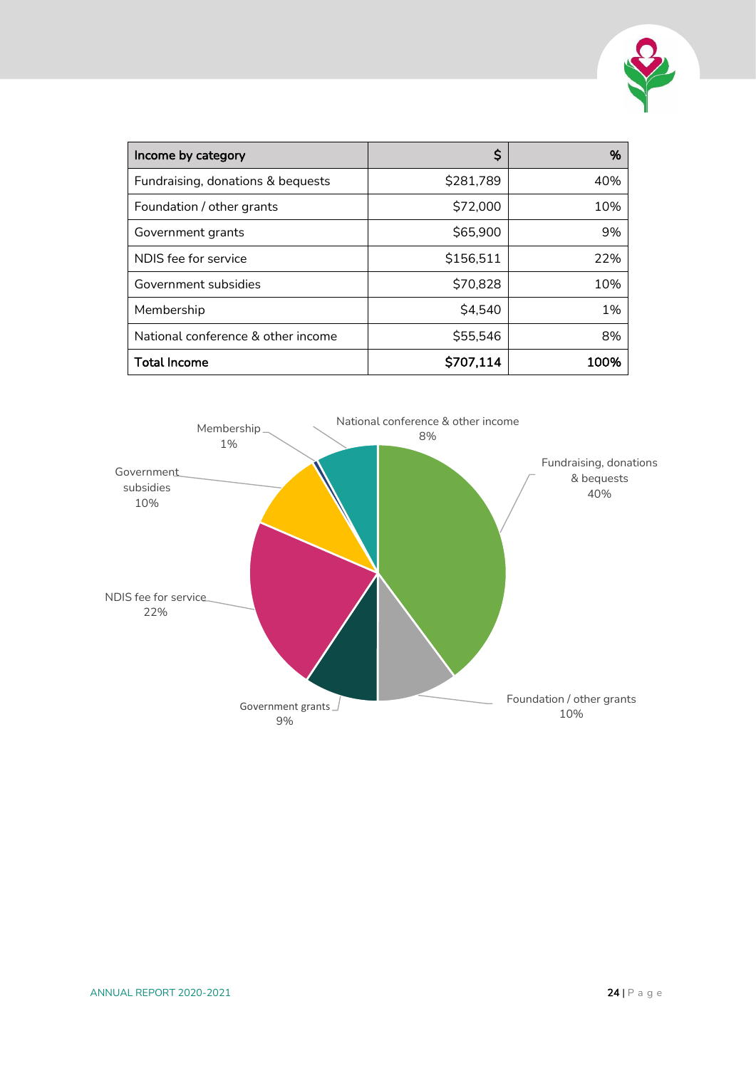| Income by category | $ | % |
|---|---|---|
| Fundraising, donations & bequests | $281,789 | 40% |
| Foundation / other grants | $72,000 | 10% |
| Government grants | $65,900 | 9% |
| NDIS fee for service | $156,511 | 22% |
| Government subsidies | $70,828 | 10% |
| Membership | $4,540 | 1% |
| National conference & other income | $55,546 | 8% |
| **Total Income** | **$707,114** | **100%** |

National conference & other income
8%

Membership
1%

Government subsidies
10%

Fundraising, donations & bequests
40%

NDIS fee for service
22%

Government grants
9%

Foundation / other grants
10%